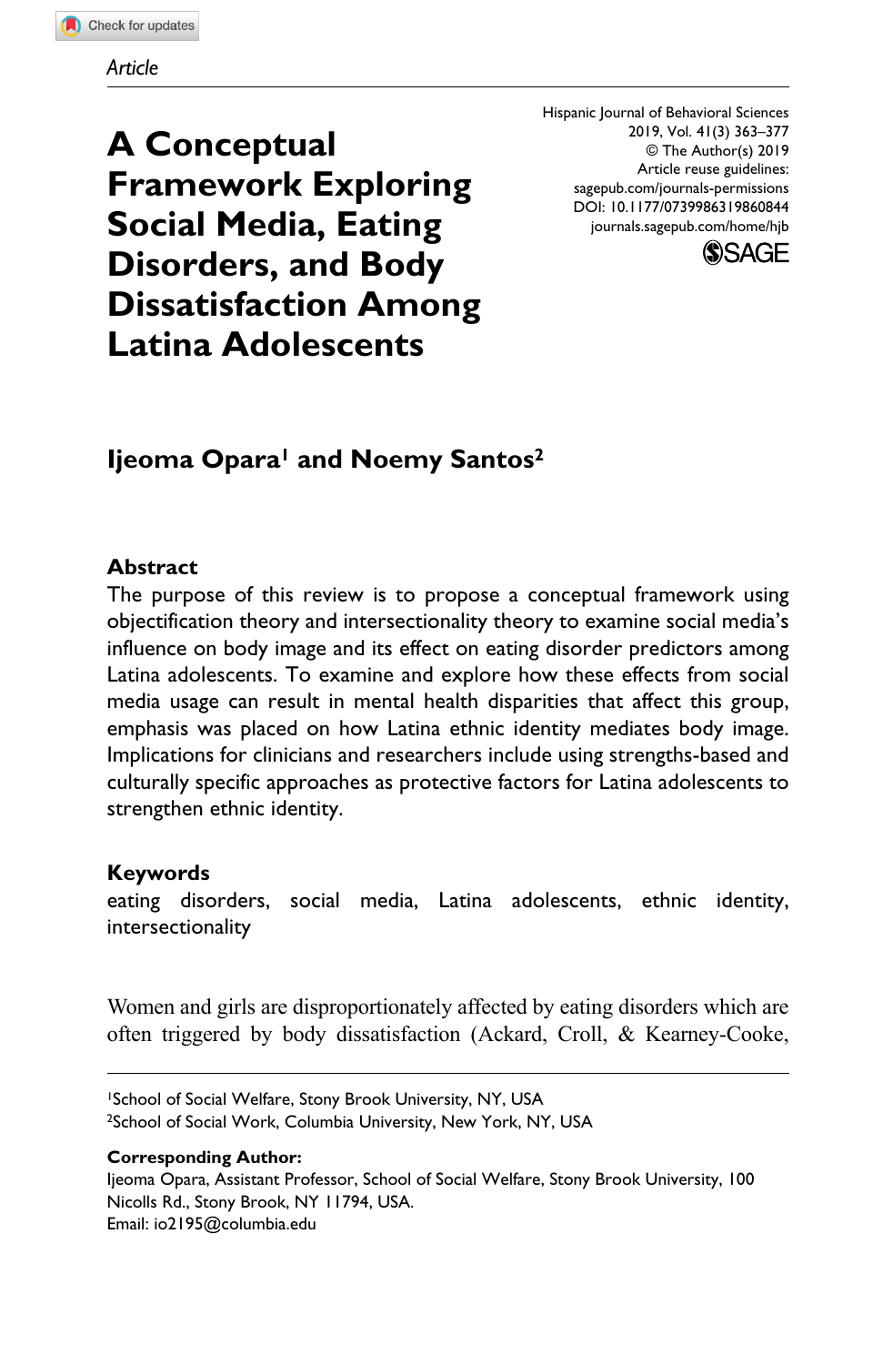Article

# A Conceptual Framework Exploring Social Media, Eating Disorders, and Body Dissatisfaction Among Latina Adolescents

Hispanic Journal of Behavioral Sciences
2019, Vol. 41(3) 363–377
© The Author(s) 2019
Article reuse guidelines:
sagepub.com/journals-permissions
DOI: 10.1177/0739986319860844
journals.sagepub.com/home/hjb

**Ijeoma Opara[1] and Noemy Santos[2]**

## Abstract

The purpose of this review is to propose a conceptual framework using objectification theory and intersectionality theory to examine social media's influence on body image and its effect on eating disorder predictors among Latina adolescents. To examine and explore how these effects from social media usage can result in mental health disparities that affect this group, emphasis was placed on how Latina ethnic identity mediates body image. Implications for clinicians and researchers include using strengths-based and culturally specific approaches as protective factors for Latina adolescents to strengthen ethnic identity.

## Keywords

eating disorders, social media, Latina adolescents, ethnic identity, intersectionality

Women and girls are disproportionately affected by eating disorders which are often triggered by body dissatisfaction (Ackard, Croll, & Kearney-Cooke,

[1]School of Social Welfare, Stony Brook University, NY, USA
[2]School of Social Work, Columbia University, New York, NY, USA

**Corresponding Author:**
Ijeoma Opara, Assistant Professor, School of Social Welfare, Stony Brook University, 100 Nicolls Rd., Stony Brook, NY 11794, USA.
Email: io2195@columbia.edu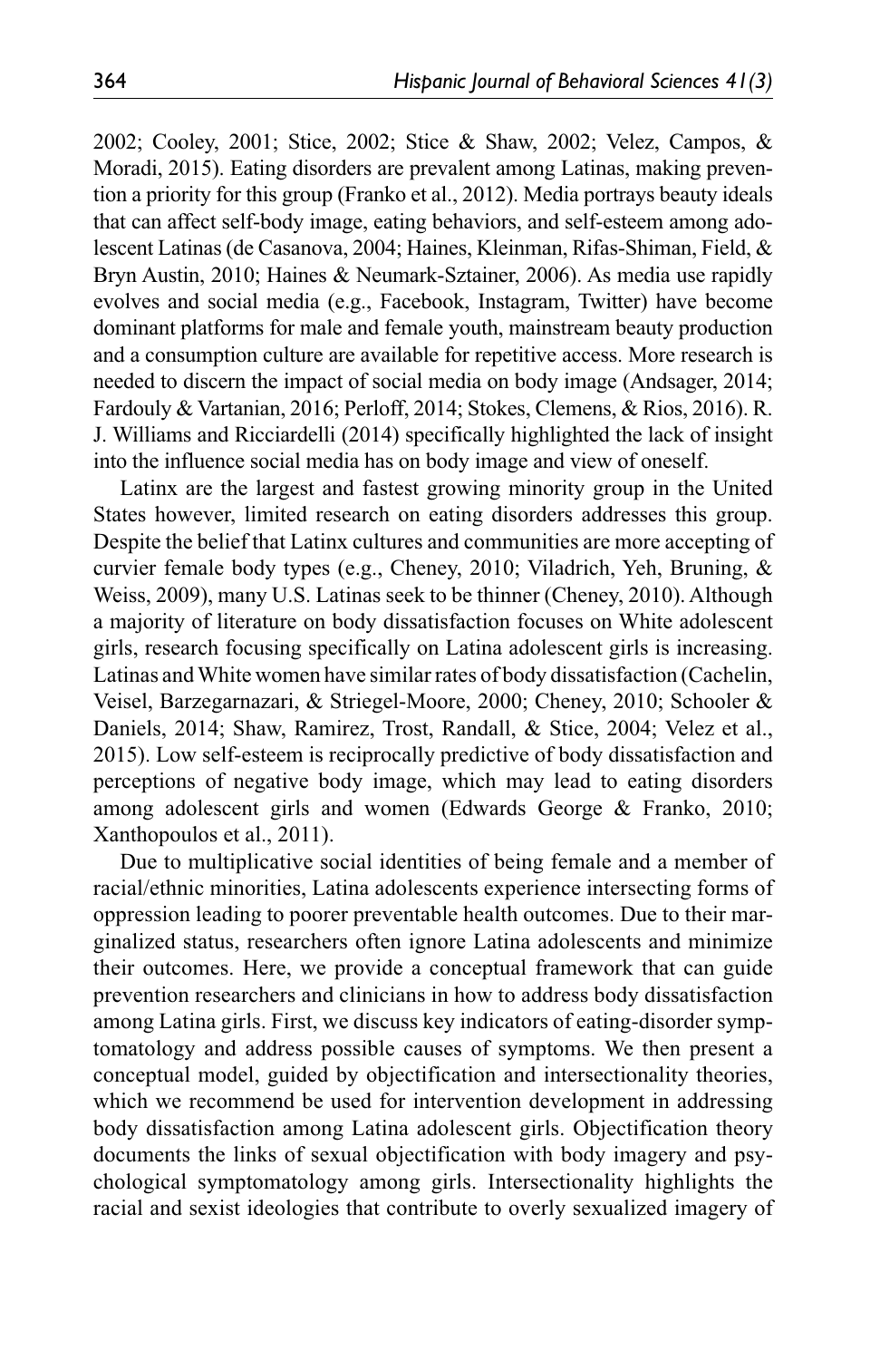2002; Cooley, 2001; Stice, 2002; Stice & Shaw, 2002; Velez, Campos, & Moradi, 2015). Eating disorders are prevalent among Latinas, making prevention a priority for this group (Franko et al., 2012). Media portrays beauty ideals that can affect self-body image, eating behaviors, and self-esteem among adolescent Latinas (de Casanova, 2004; Haines, Kleinman, Rifas-Shiman, Field, & Bryn Austin, 2010; Haines & Neumark-Sztainer, 2006). As media use rapidly evolves and social media (e.g., Facebook, Instagram, Twitter) have become dominant platforms for male and female youth, mainstream beauty production and a consumption culture are available for repetitive access. More research is needed to discern the impact of social media on body image (Andsager, 2014; Fardouly & Vartanian, 2016; Perloff, 2014; Stokes, Clemens, & Rios, 2016). R. J. Williams and Ricciardelli (2014) specifically highlighted the lack of insight into the influence social media has on body image and view of oneself.

Latinx are the largest and fastest growing minority group in the United States however, limited research on eating disorders addresses this group. Despite the belief that Latinx cultures and communities are more accepting of curvier female body types (e.g., Cheney, 2010; Viladrich, Yeh, Bruning, & Weiss, 2009), many U.S. Latinas seek to be thinner (Cheney, 2010). Although a majority of literature on body dissatisfaction focuses on White adolescent girls, research focusing specifically on Latina adolescent girls is increasing. Latinas and White women have similar rates of body dissatisfaction (Cachelin, Veisel, Barzegarnazari, & Striegel-Moore, 2000; Cheney, 2010; Schooler & Daniels, 2014; Shaw, Ramirez, Trost, Randall, & Stice, 2004; Velez et al., 2015). Low self-esteem is reciprocally predictive of body dissatisfaction and perceptions of negative body image, which may lead to eating disorders among adolescent girls and women (Edwards George & Franko, 2010; Xanthopoulos et al., 2011).

Due to multiplicative social identities of being female and a member of racial/ethnic minorities, Latina adolescents experience intersecting forms of oppression leading to poorer preventable health outcomes. Due to their marginalized status, researchers often ignore Latina adolescents and minimize their outcomes. Here, we provide a conceptual framework that can guide prevention researchers and clinicians in how to address body dissatisfaction among Latina girls. First, we discuss key indicators of eating-disorder symptomatology and address possible causes of symptoms. We then present a conceptual model, guided by objectification and intersectionality theories, which we recommend be used for intervention development in addressing body dissatisfaction among Latina adolescent girls. Objectification theory documents the links of sexual objectification with body imagery and psychological symptomatology among girls. Intersectionality highlights the racial and sexist ideologies that contribute to overly sexualized imagery of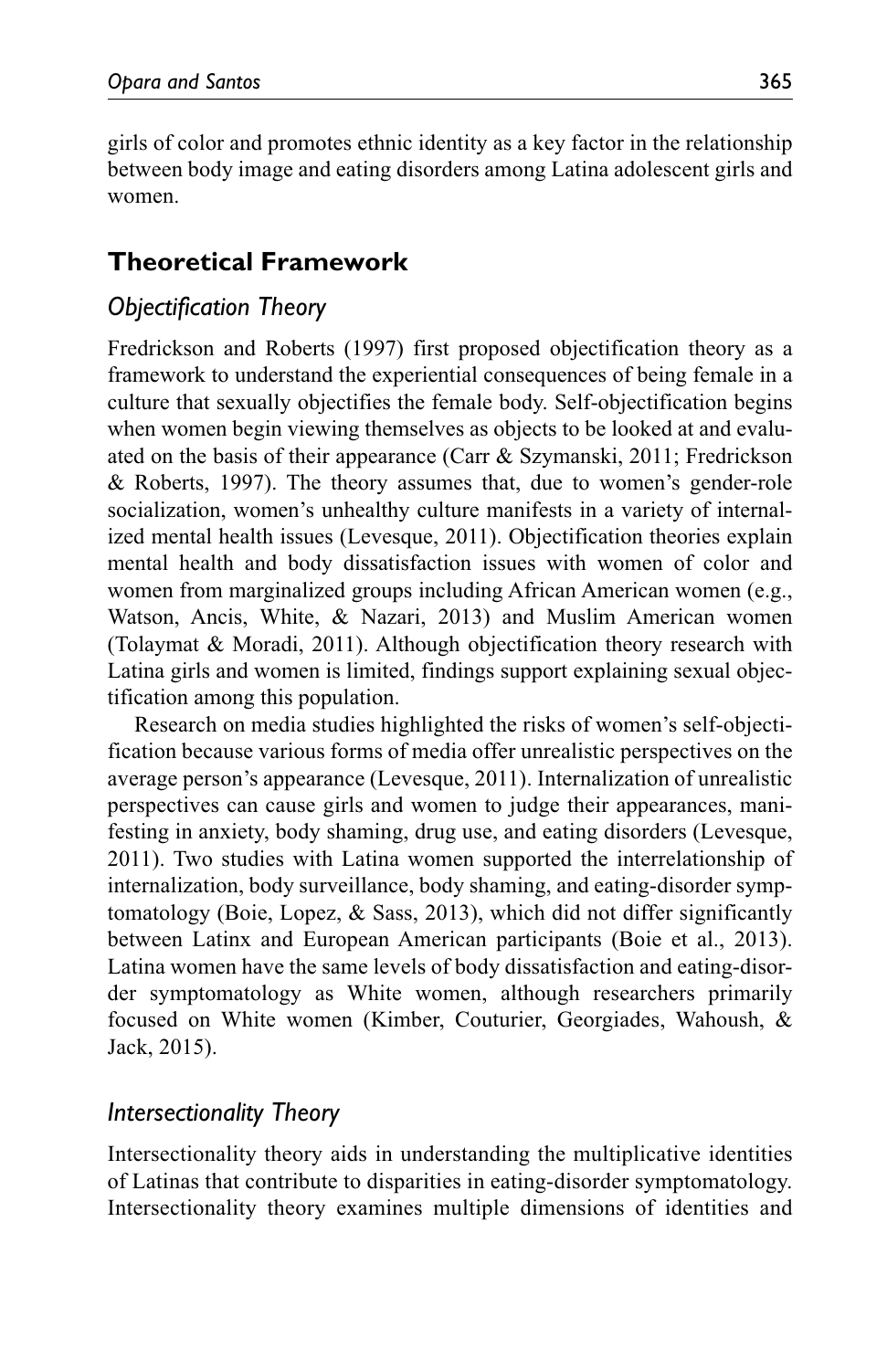girls of color and promotes ethnic identity as a key factor in the relationship between body image and eating disorders among Latina adolescent girls and women.

## Theoretical Framework

### *Objectification Theory*

Fredrickson and Roberts (1997) first proposed objectification theory as a framework to understand the experiential consequences of being female in a culture that sexually objectifies the female body. Self-objectification begins when women begin viewing themselves as objects to be looked at and evaluated on the basis of their appearance (Carr & Szymanski, 2011; Fredrickson & Roberts, 1997). The theory assumes that, due to women's gender-role socialization, women's unhealthy culture manifests in a variety of internalized mental health issues (Levesque, 2011). Objectification theories explain mental health and body dissatisfaction issues with women of color and women from marginalized groups including African American women (e.g., Watson, Ancis, White, & Nazari, 2013) and Muslim American women (Tolaymat & Moradi, 2011). Although objectification theory research with Latina girls and women is limited, findings support explaining sexual objectification among this population.

Research on media studies highlighted the risks of women's self-objectification because various forms of media offer unrealistic perspectives on the average person's appearance (Levesque, 2011). Internalization of unrealistic perspectives can cause girls and women to judge their appearances, manifesting in anxiety, body shaming, drug use, and eating disorders (Levesque, 2011). Two studies with Latina women supported the interrelationship of internalization, body surveillance, body shaming, and eating-disorder symptomatology (Boie, Lopez, & Sass, 2013), which did not differ significantly between Latinx and European American participants (Boie et al., 2013). Latina women have the same levels of body dissatisfaction and eating-disorder symptomatology as White women, although researchers primarily focused on White women (Kimber, Couturier, Georgiades, Wahoush, & Jack, 2015).

### *Intersectionality Theory*

Intersectionality theory aids in understanding the multiplicative identities of Latinas that contribute to disparities in eating-disorder symptomatology. Intersectionality theory examines multiple dimensions of identities and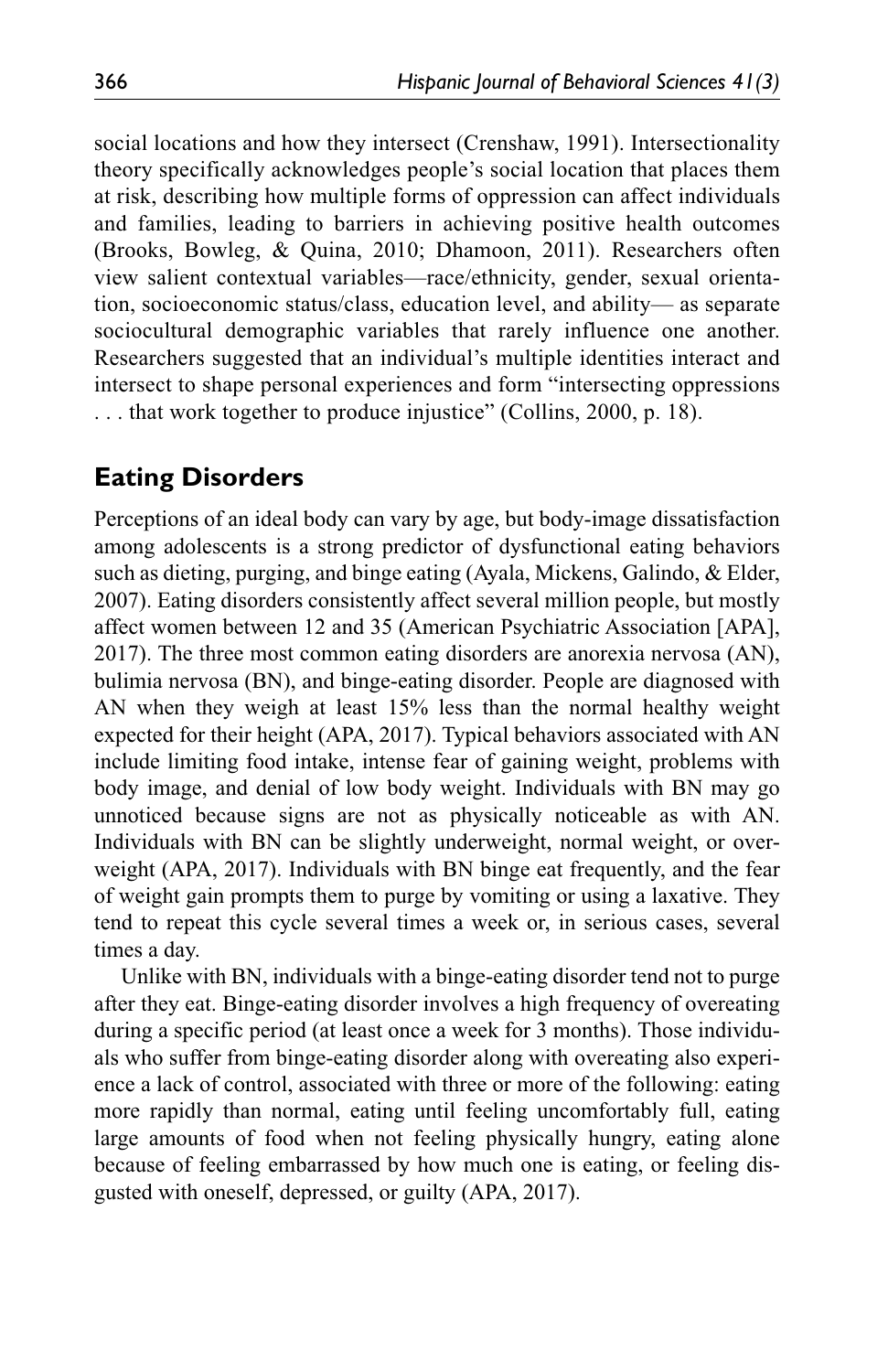social locations and how they intersect (Crenshaw, 1991). Intersectionality theory specifically acknowledges people's social location that places them at risk, describing how multiple forms of oppression can affect individuals and families, leading to barriers in achieving positive health outcomes (Brooks, Bowleg, & Quina, 2010; Dhamoon, 2011). Researchers often view salient contextual variables—race/ethnicity, gender, sexual orientation, socioeconomic status/class, education level, and ability— as separate sociocultural demographic variables that rarely influence one another. Researchers suggested that an individual's multiple identities interact and intersect to shape personal experiences and form "intersecting oppressions . . . that work together to produce injustice" (Collins, 2000, p. 18).

## Eating Disorders

Perceptions of an ideal body can vary by age, but body-image dissatisfaction among adolescents is a strong predictor of dysfunctional eating behaviors such as dieting, purging, and binge eating (Ayala, Mickens, Galindo, & Elder, 2007). Eating disorders consistently affect several million people, but mostly affect women between 12 and 35 (American Psychiatric Association [APA], 2017). The three most common eating disorders are anorexia nervosa (AN), bulimia nervosa (BN), and binge-eating disorder. People are diagnosed with AN when they weigh at least 15% less than the normal healthy weight expected for their height (APA, 2017). Typical behaviors associated with AN include limiting food intake, intense fear of gaining weight, problems with body image, and denial of low body weight. Individuals with BN may go unnoticed because signs are not as physically noticeable as with AN. Individuals with BN can be slightly underweight, normal weight, or overweight (APA, 2017). Individuals with BN binge eat frequently, and the fear of weight gain prompts them to purge by vomiting or using a laxative. They tend to repeat this cycle several times a week or, in serious cases, several times a day.

Unlike with BN, individuals with a binge-eating disorder tend not to purge after they eat. Binge-eating disorder involves a high frequency of overeating during a specific period (at least once a week for 3 months). Those individuals who suffer from binge-eating disorder along with overeating also experience a lack of control, associated with three or more of the following: eating more rapidly than normal, eating until feeling uncomfortably full, eating large amounts of food when not feeling physically hungry, eating alone because of feeling embarrassed by how much one is eating, or feeling disgusted with oneself, depressed, or guilty (APA, 2017).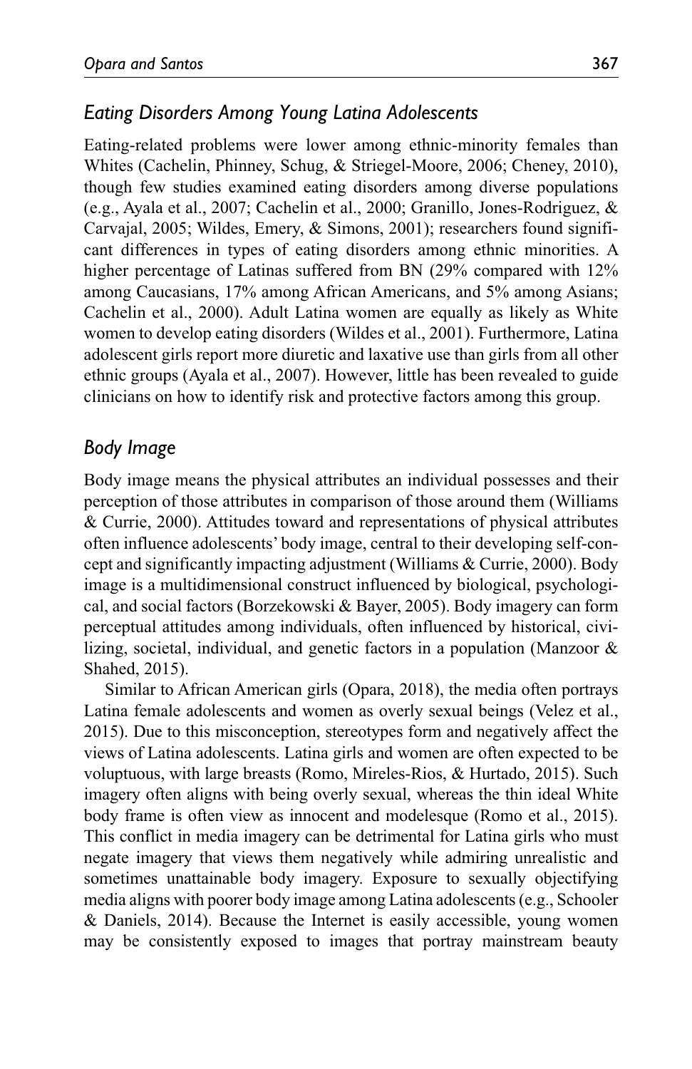## *Eating Disorders Among Young Latina Adolescents*

Eating-related problems were lower among ethnic-minority females than Whites (Cachelin, Phinney, Schug, & Striegel-Moore, 2006; Cheney, 2010), though few studies examined eating disorders among diverse populations (e.g., Ayala et al., 2007; Cachelin et al., 2000; Granillo, Jones-Rodriguez, & Carvajal, 2005; Wildes, Emery, & Simons, 2001); researchers found significant differences in types of eating disorders among ethnic minorities. A higher percentage of Latinas suffered from BN (29% compared with 12% among Caucasians, 17% among African Americans, and 5% among Asians; Cachelin et al., 2000). Adult Latina women are equally as likely as White women to develop eating disorders (Wildes et al., 2001). Furthermore, Latina adolescent girls report more diuretic and laxative use than girls from all other ethnic groups (Ayala et al., 2007). However, little has been revealed to guide clinicians on how to identify risk and protective factors among this group.

## *Body Image*

Body image means the physical attributes an individual possesses and their perception of those attributes in comparison of those around them (Williams & Currie, 2000). Attitudes toward and representations of physical attributes often influence adolescents' body image, central to their developing self-concept and significantly impacting adjustment (Williams & Currie, 2000). Body image is a multidimensional construct influenced by biological, psychological, and social factors (Borzekowski & Bayer, 2005). Body imagery can form perceptual attitudes among individuals, often influenced by historical, civilizing, societal, individual, and genetic factors in a population (Manzoor & Shahed, 2015).

Similar to African American girls (Opara, 2018), the media often portrays Latina female adolescents and women as overly sexual beings (Velez et al., 2015). Due to this misconception, stereotypes form and negatively affect the views of Latina adolescents. Latina girls and women are often expected to be voluptuous, with large breasts (Romo, Mireles-Rios, & Hurtado, 2015). Such imagery often aligns with being overly sexual, whereas the thin ideal White body frame is often view as innocent and modelesque (Romo et al., 2015). This conflict in media imagery can be detrimental for Latina girls who must negate imagery that views them negatively while admiring unrealistic and sometimes unattainable body imagery. Exposure to sexually objectifying media aligns with poorer body image among Latina adolescents (e.g., Schooler & Daniels, 2014). Because the Internet is easily accessible, young women may be consistently exposed to images that portray mainstream beauty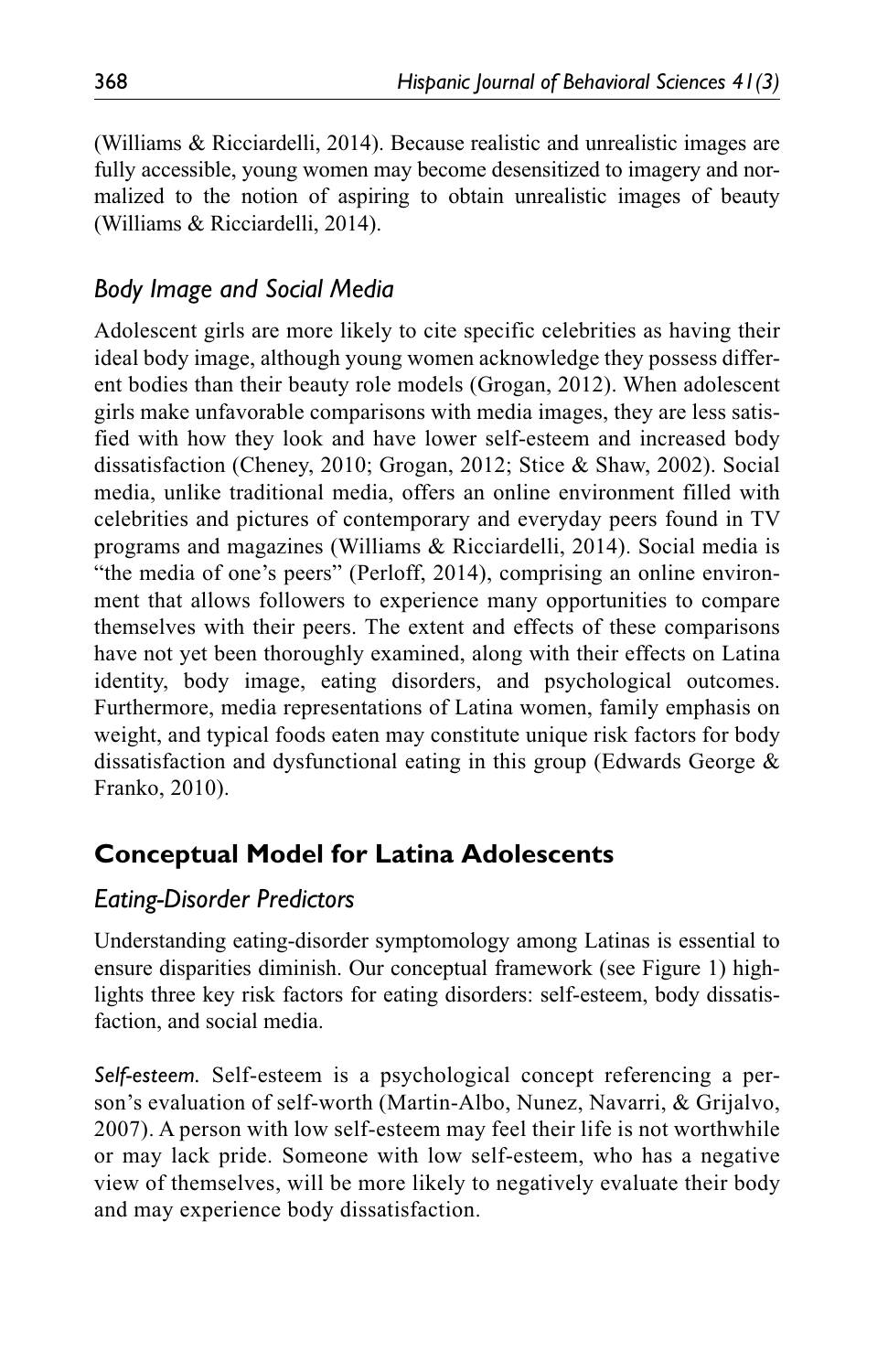(Williams & Ricciardelli, 2014). Because realistic and unrealistic images are fully accessible, young women may become desensitized to imagery and normalized to the notion of aspiring to obtain unrealistic images of beauty (Williams & Ricciardelli, 2014).

### *Body Image and Social Media*

Adolescent girls are more likely to cite specific celebrities as having their ideal body image, although young women acknowledge they possess different bodies than their beauty role models (Grogan, 2012). When adolescent girls make unfavorable comparisons with media images, they are less satisfied with how they look and have lower self-esteem and increased body dissatisfaction (Cheney, 2010; Grogan, 2012; Stice & Shaw, 2002). Social media, unlike traditional media, offers an online environment filled with celebrities and pictures of contemporary and everyday peers found in TV programs and magazines (Williams & Ricciardelli, 2014). Social media is "the media of one's peers" (Perloff, 2014), comprising an online environment that allows followers to experience many opportunities to compare themselves with their peers. The extent and effects of these comparisons have not yet been thoroughly examined, along with their effects on Latina identity, body image, eating disorders, and psychological outcomes. Furthermore, media representations of Latina women, family emphasis on weight, and typical foods eaten may constitute unique risk factors for body dissatisfaction and dysfunctional eating in this group (Edwards George & Franko, 2010).

## Conceptual Model for Latina Adolescents

### *Eating-Disorder Predictors*

Understanding eating-disorder symptomology among Latinas is essential to ensure disparities diminish. Our conceptual framework (see Figure 1) highlights three key risk factors for eating disorders: self-esteem, body dissatisfaction, and social media.

*Self-esteem.* Self-esteem is a psychological concept referencing a person's evaluation of self-worth (Martin-Albo, Nunez, Navarri, & Grijalvo, 2007). A person with low self-esteem may feel their life is not worthwhile or may lack pride. Someone with low self-esteem, who has a negative view of themselves, will be more likely to negatively evaluate their body and may experience body dissatisfaction.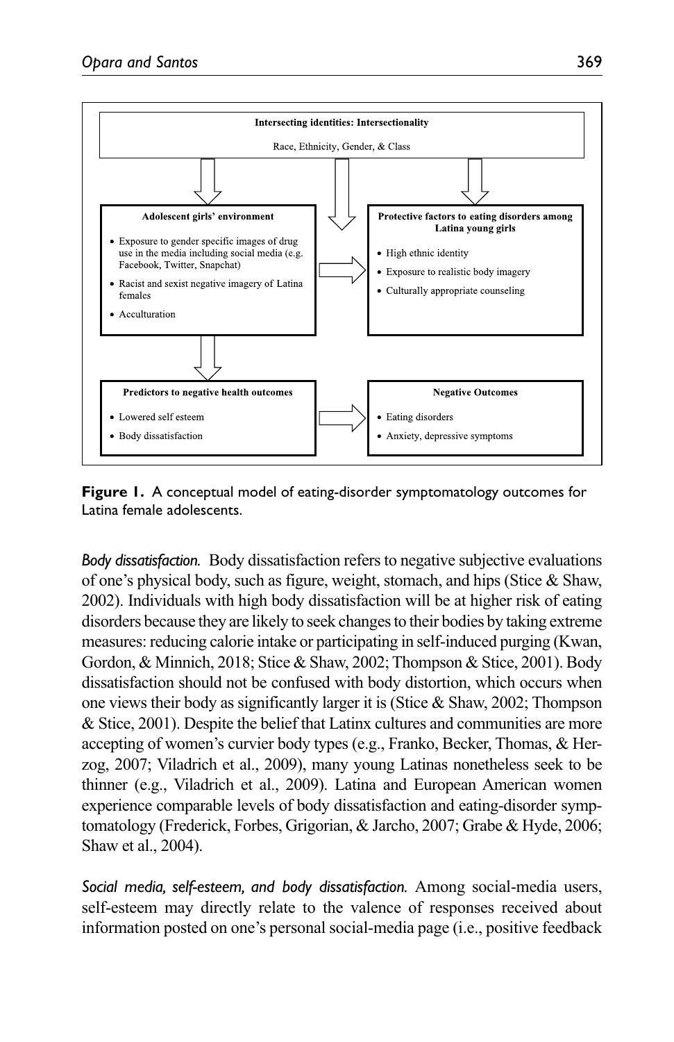**Intersecting identities: Intersectionality**

Race, Ethnicity, Gender, & Class

**Adolescent girls' environment**

- Exposure to gender specific images of drug use in the media including social media (e.g. Facebook, Twitter, Snapchat)
- Racist and sexist negative imagery of Latina females
- Acculturation

**Protective factors to eating disorders among Latina young girls**

- High ethnic identity
- Exposure to realistic body imagery
- Culturally appropriate counseling

**Predictors to negative health outcomes**

- Lowered self esteem
- Body dissatisfaction

**Negative Outcomes**

- Eating disorders
- Anxiety, depressive symptoms

**Figure 1.** A conceptual model of eating-disorder symptomatology outcomes for Latina female adolescents.

*Body dissatisfaction.* Body dissatisfaction refers to negative subjective evaluations of one's physical body, such as figure, weight, stomach, and hips (Stice & Shaw, 2002). Individuals with high body dissatisfaction will be at higher risk of eating disorders because they are likely to seek changes to their bodies by taking extreme measures: reducing calorie intake or participating in self-induced purging (Kwan, Gordon, & Minnich, 2018; Stice & Shaw, 2002; Thompson & Stice, 2001). Body dissatisfaction should not be confused with body distortion, which occurs when one views their body as significantly larger it is (Stice & Shaw, 2002; Thompson & Stice, 2001). Despite the belief that Latinx cultures and communities are more accepting of women's curvier body types (e.g., Franko, Becker, Thomas, & Herzog, 2007; Viladrich et al., 2009), many young Latinas nonetheless seek to be thinner (e.g., Viladrich et al., 2009). Latina and European American women experience comparable levels of body dissatisfaction and eating-disorder symptomatology (Frederick, Forbes, Grigorian, & Jarcho, 2007; Grabe & Hyde, 2006; Shaw et al., 2004).

*Social media, self-esteem, and body dissatisfaction.* Among social-media users, self-esteem may directly relate to the valence of responses received about information posted on one's personal social-media page (i.e., positive feedback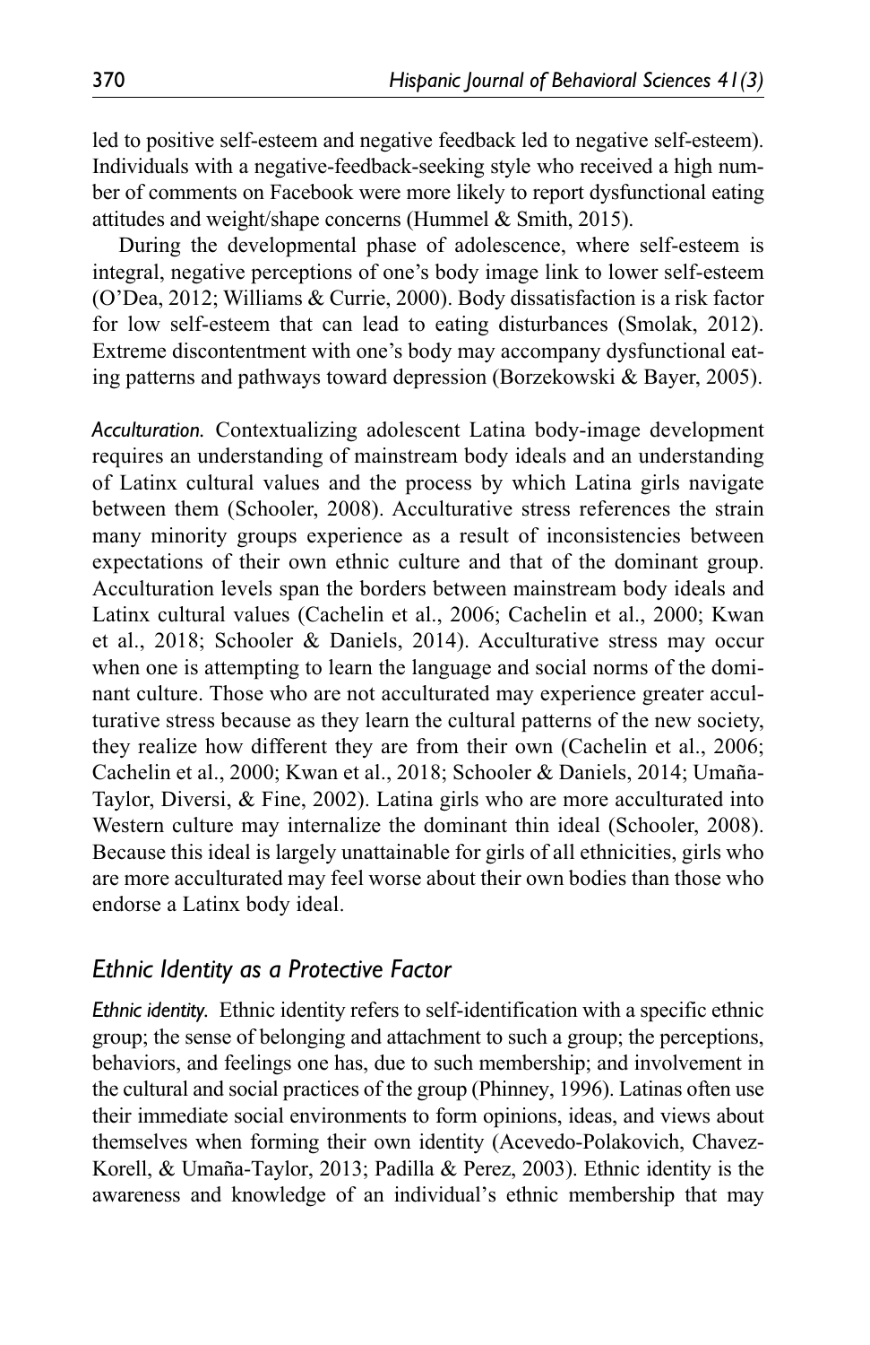led to positive self-esteem and negative feedback led to negative self-esteem). Individuals with a negative-feedback-seeking style who received a high number of comments on Facebook were more likely to report dysfunctional eating attitudes and weight/shape concerns (Hummel & Smith, 2015).

During the developmental phase of adolescence, where self-esteem is integral, negative perceptions of one's body image link to lower self-esteem (O'Dea, 2012; Williams & Currie, 2000). Body dissatisfaction is a risk factor for low self-esteem that can lead to eating disturbances (Smolak, 2012). Extreme discontentment with one's body may accompany dysfunctional eating patterns and pathways toward depression (Borzekowski & Bayer, 2005).

*Acculturation.* Contextualizing adolescent Latina body-image development requires an understanding of mainstream body ideals and an understanding of Latinx cultural values and the process by which Latina girls navigate between them (Schooler, 2008). Acculturative stress references the strain many minority groups experience as a result of inconsistencies between expectations of their own ethnic culture and that of the dominant group. Acculturation levels span the borders between mainstream body ideals and Latinx cultural values (Cachelin et al., 2006; Cachelin et al., 2000; Kwan et al., 2018; Schooler & Daniels, 2014). Acculturative stress may occur when one is attempting to learn the language and social norms of the dominant culture. Those who are not acculturated may experience greater acculturative stress because as they learn the cultural patterns of the new society, they realize how different they are from their own (Cachelin et al., 2006; Cachelin et al., 2000; Kwan et al., 2018; Schooler & Daniels, 2014; Umaña-Taylor, Diversi, & Fine, 2002). Latina girls who are more acculturated into Western culture may internalize the dominant thin ideal (Schooler, 2008). Because this ideal is largely unattainable for girls of all ethnicities, girls who are more acculturated may feel worse about their own bodies than those who endorse a Latinx body ideal.

## *Ethnic Identity as a Protective Factor*

*Ethnic identity.* Ethnic identity refers to self-identification with a specific ethnic group; the sense of belonging and attachment to such a group; the perceptions, behaviors, and feelings one has, due to such membership; and involvement in the cultural and social practices of the group (Phinney, 1996). Latinas often use their immediate social environments to form opinions, ideas, and views about themselves when forming their own identity (Acevedo-Polakovich, Chavez-Korell, & Umaña-Taylor, 2013; Padilla & Perez, 2003). Ethnic identity is the awareness and knowledge of an individual's ethnic membership that may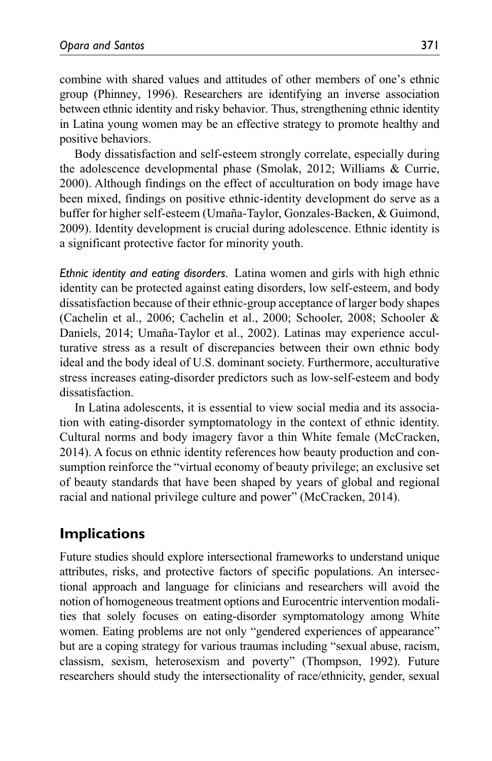combine with shared values and attitudes of other members of one's ethnic group (Phinney, 1996). Researchers are identifying an inverse association between ethnic identity and risky behavior. Thus, strengthening ethnic identity in Latina young women may be an effective strategy to promote healthy and positive behaviors.

Body dissatisfaction and self-esteem strongly correlate, especially during the adolescence developmental phase (Smolak, 2012; Williams & Currie, 2000). Although findings on the effect of acculturation on body image have been mixed, findings on positive ethnic-identity development do serve as a buffer for higher self-esteem (Umaña-Taylor, Gonzales-Backen, & Guimond, 2009). Identity development is crucial during adolescence. Ethnic identity is a significant protective factor for minority youth.

*Ethnic identity and eating disorders.* Latina women and girls with high ethnic identity can be protected against eating disorders, low self-esteem, and body dissatisfaction because of their ethnic-group acceptance of larger body shapes (Cachelin et al., 2006; Cachelin et al., 2000; Schooler, 2008; Schooler & Daniels, 2014; Umaña-Taylor et al., 2002). Latinas may experience acculturative stress as a result of discrepancies between their own ethnic body ideal and the body ideal of U.S. dominant society. Furthermore, acculturative stress increases eating-disorder predictors such as low-self-esteem and body dissatisfaction.

In Latina adolescents, it is essential to view social media and its association with eating-disorder symptomatology in the context of ethnic identity. Cultural norms and body imagery favor a thin White female (McCracken, 2014). A focus on ethnic identity references how beauty production and consumption reinforce the "virtual economy of beauty privilege; an exclusive set of beauty standards that have been shaped by years of global and regional racial and national privilege culture and power" (McCracken, 2014).

## Implications

Future studies should explore intersectional frameworks to understand unique attributes, risks, and protective factors of specific populations. An intersectional approach and language for clinicians and researchers will avoid the notion of homogeneous treatment options and Eurocentric intervention modalities that solely focuses on eating-disorder symptomatology among White women. Eating problems are not only "gendered experiences of appearance" but are a coping strategy for various traumas including "sexual abuse, racism, classism, sexism, heterosexism and poverty" (Thompson, 1992). Future researchers should study the intersectionality of race/ethnicity, gender, sexual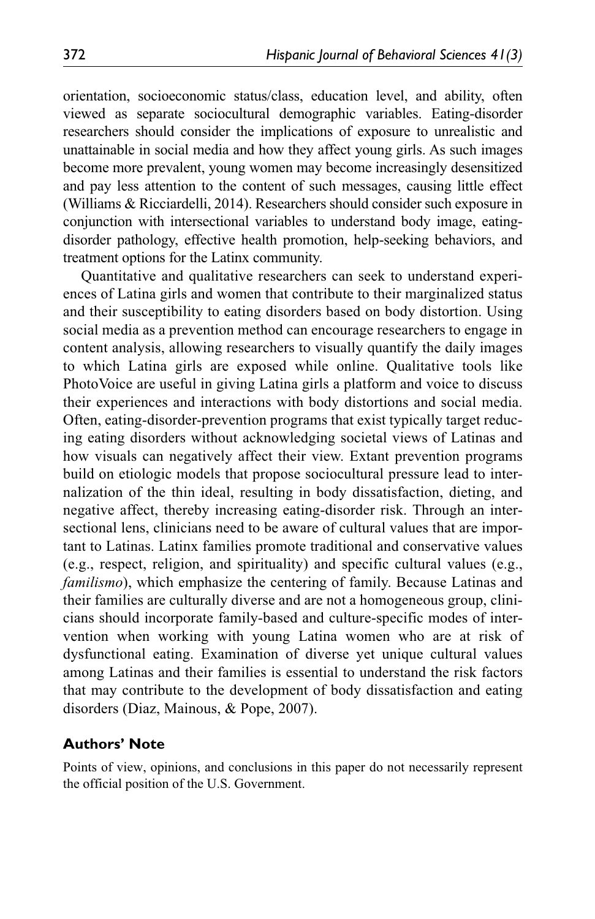orientation, socioeconomic status/class, education level, and ability, often viewed as separate sociocultural demographic variables. Eating-disorder researchers should consider the implications of exposure to unrealistic and unattainable in social media and how they affect young girls. As such images become more prevalent, young women may become increasingly desensitized and pay less attention to the content of such messages, causing little effect (Williams & Ricciardelli, 2014). Researchers should consider such exposure in conjunction with intersectional variables to understand body image, eating-disorder pathology, effective health promotion, help-seeking behaviors, and treatment options for the Latinx community.

Quantitative and qualitative researchers can seek to understand experiences of Latina girls and women that contribute to their marginalized status and their susceptibility to eating disorders based on body distortion. Using social media as a prevention method can encourage researchers to engage in content analysis, allowing researchers to visually quantify the daily images to which Latina girls are exposed while online. Qualitative tools like PhotoVoice are useful in giving Latina girls a platform and voice to discuss their experiences and interactions with body distortions and social media. Often, eating-disorder-prevention programs that exist typically target reducing eating disorders without acknowledging societal views of Latinas and how visuals can negatively affect their view. Extant prevention programs build on etiologic models that propose sociocultural pressure lead to internalization of the thin ideal, resulting in body dissatisfaction, dieting, and negative affect, thereby increasing eating-disorder risk. Through an intersectional lens, clinicians need to be aware of cultural values that are important to Latinas. Latinx families promote traditional and conservative values (e.g., respect, religion, and spirituality) and specific cultural values (e.g., *familismo*), which emphasize the centering of family. Because Latinas and their families are culturally diverse and are not a homogeneous group, clinicians should incorporate family-based and culture-specific modes of intervention when working with young Latina women who are at risk of dysfunctional eating. Examination of diverse yet unique cultural values among Latinas and their families is essential to understand the risk factors that may contribute to the development of body dissatisfaction and eating disorders (Diaz, Mainous, & Pope, 2007).

## Authors' Note

Points of view, opinions, and conclusions in this paper do not necessarily represent the official position of the U.S. Government.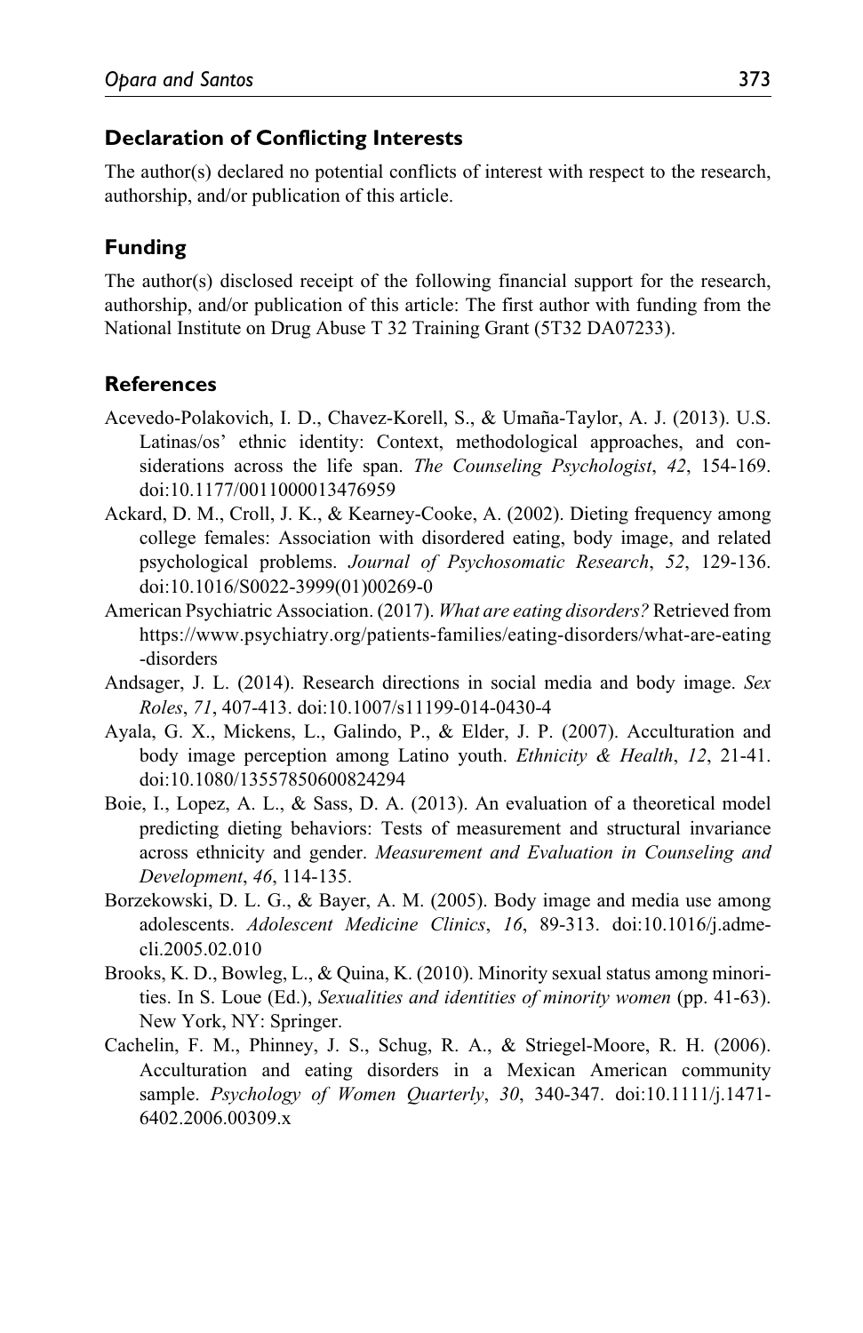## Declaration of Conflicting Interests

The author(s) declared no potential conflicts of interest with respect to the research, authorship, and/or publication of this article.

## Funding

The author(s) disclosed receipt of the following financial support for the research, authorship, and/or publication of this article: The first author with funding from the National Institute on Drug Abuse T 32 Training Grant (5T32 DA07233).

## References

Acevedo-Polakovich, I. D., Chavez-Korell, S., & Umaña-Taylor, A. J. (2013). U.S. Latinas/os' ethnic identity: Context, methodological approaches, and considerations across the life span. *The Counseling Psychologist*, *42*, 154-169. doi:10.1177/0011000013476959

Ackard, D. M., Croll, J. K., & Kearney-Cooke, A. (2002). Dieting frequency among college females: Association with disordered eating, body image, and related psychological problems. *Journal of Psychosomatic Research*, *52*, 129-136. doi:10.1016/S0022-3999(01)00269-0

American Psychiatric Association. (2017). *What are eating disorders?* Retrieved from https://www.psychiatry.org/patients-families/eating-disorders/what-are-eating-disorders

Andsager, J. L. (2014). Research directions in social media and body image. *Sex Roles*, *71*, 407-413. doi:10.1007/s11199-014-0430-4

Ayala, G. X., Mickens, L., Galindo, P., & Elder, J. P. (2007). Acculturation and body image perception among Latino youth. *Ethnicity & Health*, *12*, 21-41. doi:10.1080/13557850600824294

Boie, I., Lopez, A. L., & Sass, D. A. (2013). An evaluation of a theoretical model predicting dieting behaviors: Tests of measurement and structural invariance across ethnicity and gender. *Measurement and Evaluation in Counseling and Development*, *46*, 114-135.

Borzekowski, D. L. G., & Bayer, A. M. (2005). Body image and media use among adolescents. *Adolescent Medicine Clinics*, *16*, 89-313. doi:10.1016/j.admecli.2005.02.010

Brooks, K. D., Bowleg, L., & Quina, K. (2010). Minority sexual status among minorities. In S. Loue (Ed.), *Sexualities and identities of minority women* (pp. 41-63). New York, NY: Springer.

Cachelin, F. M., Phinney, J. S., Schug, R. A., & Striegel-Moore, R. H. (2006). Acculturation and eating disorders in a Mexican American community sample. *Psychology of Women Quarterly*, *30*, 340-347. doi:10.1111/j.1471-6402.2006.00309.x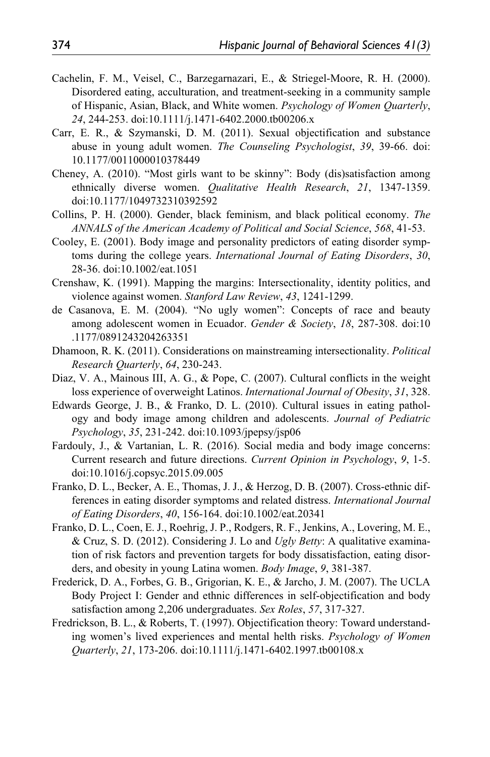Cachelin, F. M., Veisel, C., Barzegarnazari, E., & Striegel-Moore, R. H. (2000). Disordered eating, acculturation, and treatment-seeking in a community sample of Hispanic, Asian, Black, and White women. *Psychology of Women Quarterly*, *24*, 244-253. doi:10.1111/j.1471-6402.2000.tb00206.x

Carr, E. R., & Szymanski, D. M. (2011). Sexual objectification and substance abuse in young adult women. *The Counseling Psychologist*, *39*, 39-66. doi:10.1177/0011000010378449

Cheney, A. (2010). "Most girls want to be skinny": Body (dis)satisfaction among ethnically diverse women. *Qualitative Health Research*, *21*, 1347-1359. doi:10.1177/1049732310392592

Collins, P. H. (2000). Gender, black feminism, and black political economy. *The ANNALS of the American Academy of Political and Social Science*, *568*, 41-53.

Cooley, E. (2001). Body image and personality predictors of eating disorder symptoms during the college years. *International Journal of Eating Disorders*, *30*, 28-36. doi:10.1002/eat.1051

Crenshaw, K. (1991). Mapping the margins: Intersectionality, identity politics, and violence against women. *Stanford Law Review*, *43*, 1241-1299.

de Casanova, E. M. (2004). "No ugly women": Concepts of race and beauty among adolescent women in Ecuador. *Gender & Society*, *18*, 287-308. doi:10.1177/0891243204263351

Dhamoon, R. K. (2011). Considerations on mainstreaming intersectionality. *Political Research Quarterly*, *64*, 230-243.

Diaz, V. A., Mainous III, A. G., & Pope, C. (2007). Cultural conflicts in the weight loss experience of overweight Latinos. *International Journal of Obesity*, *31*, 328.

Edwards George, J. B., & Franko, D. L. (2010). Cultural issues in eating pathology and body image among children and adolescents. *Journal of Pediatric Psychology*, *35*, 231-242. doi:10.1093/jpepsy/jsp06

Fardouly, J., & Vartanian, L. R. (2016). Social media and body image concerns: Current research and future directions. *Current Opinion in Psychology*, *9*, 1-5. doi:10.1016/j.copsyc.2015.09.005

Franko, D. L., Becker, A. E., Thomas, J. J., & Herzog, D. B. (2007). Cross-ethnic differences in eating disorder symptoms and related distress. *International Journal of Eating Disorders*, *40*, 156-164. doi:10.1002/eat.20341

Franko, D. L., Coen, E. J., Roehrig, J. P., Rodgers, R. F., Jenkins, A., Lovering, M. E., & Cruz, S. D. (2012). Considering J. Lo and *Ugly Betty*: A qualitative examination of risk factors and prevention targets for body dissatisfaction, eating disorders, and obesity in young Latina women. *Body Image*, *9*, 381-387.

Frederick, D. A., Forbes, G. B., Grigorian, K. E., & Jarcho, J. M. (2007). The UCLA Body Project I: Gender and ethnic differences in self-objectification and body satisfaction among 2,206 undergraduates. *Sex Roles*, *57*, 317-327.

Fredrickson, B. L., & Roberts, T. (1997). Objectification theory: Toward understanding women's lived experiences and mental helth risks. *Psychology of Women Quarterly*, *21*, 173-206. doi:10.1111/j.1471-6402.1997.tb00108.x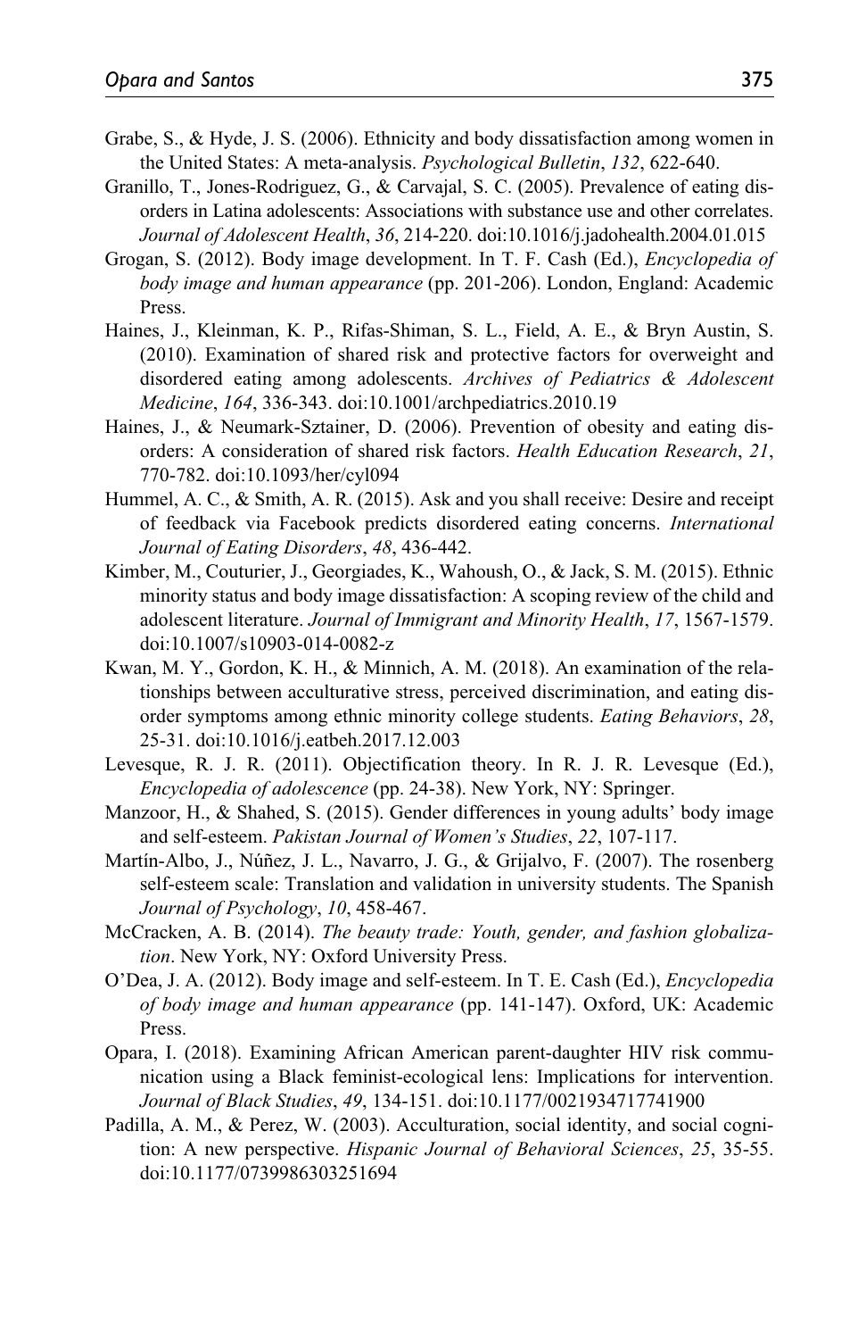Grabe, S., & Hyde, J. S. (2006). Ethnicity and body dissatisfaction among women in the United States: A meta-analysis. *Psychological Bulletin*, *132*, 622-640.

Granillo, T., Jones-Rodriguez, G., & Carvajal, S. C. (2005). Prevalence of eating disorders in Latina adolescents: Associations with substance use and other correlates. *Journal of Adolescent Health*, *36*, 214-220. doi:10.1016/j.jadohealth.2004.01.015

Grogan, S. (2012). Body image development. In T. F. Cash (Ed.), *Encyclopedia of body image and human appearance* (pp. 201-206). London, England: Academic Press.

Haines, J., Kleinman, K. P., Rifas-Shiman, S. L., Field, A. E., & Bryn Austin, S. (2010). Examination of shared risk and protective factors for overweight and disordered eating among adolescents. *Archives of Pediatrics & Adolescent Medicine*, *164*, 336-343. doi:10.1001/archpediatrics.2010.19

Haines, J., & Neumark-Sztainer, D. (2006). Prevention of obesity and eating disorders: A consideration of shared risk factors. *Health Education Research*, *21*, 770-782. doi:10.1093/her/cyl094

Hummel, A. C., & Smith, A. R. (2015). Ask and you shall receive: Desire and receipt of feedback via Facebook predicts disordered eating concerns. *International Journal of Eating Disorders*, *48*, 436-442.

Kimber, M., Couturier, J., Georgiades, K., Wahoush, O., & Jack, S. M. (2015). Ethnic minority status and body image dissatisfaction: A scoping review of the child and adolescent literature. *Journal of Immigrant and Minority Health*, *17*, 1567-1579. doi:10.1007/s10903-014-0082-z

Kwan, M. Y., Gordon, K. H., & Minnich, A. M. (2018). An examination of the relationships between acculturative stress, perceived discrimination, and eating disorder symptoms among ethnic minority college students. *Eating Behaviors*, *28*, 25-31. doi:10.1016/j.eatbeh.2017.12.003

Levesque, R. J. R. (2011). Objectification theory. In R. J. R. Levesque (Ed.), *Encyclopedia of adolescence* (pp. 24-38). New York, NY: Springer.

Manzoor, H., & Shahed, S. (2015). Gender differences in young adults' body image and self-esteem. *Pakistan Journal of Women's Studies*, *22*, 107-117.

Martín-Albo, J., Núñez, J. L., Navarro, J. G., & Grijalvo, F. (2007). The rosenberg self-esteem scale: Translation and validation in university students. The Spanish *Journal of Psychology*, *10*, 458-467.

McCracken, A. B. (2014). *The beauty trade: Youth, gender, and fashion globalization*. New York, NY: Oxford University Press.

O'Dea, J. A. (2012). Body image and self-esteem. In T. E. Cash (Ed.), *Encyclopedia of body image and human appearance* (pp. 141-147). Oxford, UK: Academic Press.

Opara, I. (2018). Examining African American parent-daughter HIV risk communication using a Black feminist-ecological lens: Implications for intervention. *Journal of Black Studies*, *49*, 134-151. doi:10.1177/0021934717741900

Padilla, A. M., & Perez, W. (2003). Acculturation, social identity, and social cognition: A new perspective. *Hispanic Journal of Behavioral Sciences*, *25*, 35-55. doi:10.1177/0739986303251694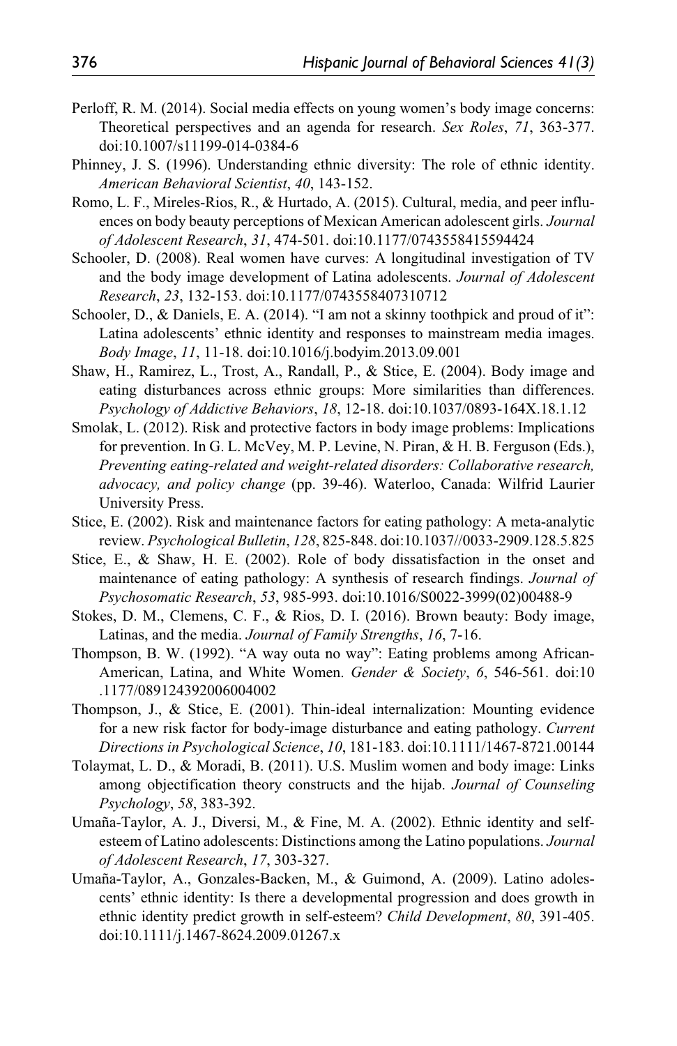Perloff, R. M. (2014). Social media effects on young women's body image concerns: Theoretical perspectives and an agenda for research. *Sex Roles*, *71*, 363-377. doi:10.1007/s11199-014-0384-6

Phinney, J. S. (1996). Understanding ethnic diversity: The role of ethnic identity. *American Behavioral Scientist*, *40*, 143-152.

Romo, L. F., Mireles-Rios, R., & Hurtado, A. (2015). Cultural, media, and peer influences on body beauty perceptions of Mexican American adolescent girls. *Journal of Adolescent Research*, *31*, 474-501. doi:10.1177/0743558415594424

Schooler, D. (2008). Real women have curves: A longitudinal investigation of TV and the body image development of Latina adolescents. *Journal of Adolescent Research*, *23*, 132-153. doi:10.1177/0743558407310712

Schooler, D., & Daniels, E. A. (2014). "I am not a skinny toothpick and proud of it": Latina adolescents' ethnic identity and responses to mainstream media images. *Body Image*, *11*, 11-18. doi:10.1016/j.bodyim.2013.09.001

Shaw, H., Ramirez, L., Trost, A., Randall, P., & Stice, E. (2004). Body image and eating disturbances across ethnic groups: More similarities than differences. *Psychology of Addictive Behaviors*, *18*, 12-18. doi:10.1037/0893-164X.18.1.12

Smolak, L. (2012). Risk and protective factors in body image problems: Implications for prevention. In G. L. McVey, M. P. Levine, N. Piran, & H. B. Ferguson (Eds.), *Preventing eating-related and weight-related disorders: Collaborative research, advocacy, and policy change* (pp. 39-46). Waterloo, Canada: Wilfrid Laurier University Press.

Stice, E. (2002). Risk and maintenance factors for eating pathology: A meta-analytic review. *Psychological Bulletin*, *128*, 825-848. doi:10.1037//0033-2909.128.5.825

Stice, E., & Shaw, H. E. (2002). Role of body dissatisfaction in the onset and maintenance of eating pathology: A synthesis of research findings. *Journal of Psychosomatic Research*, *53*, 985-993. doi:10.1016/S0022-3999(02)00488-9

Stokes, D. M., Clemens, C. F., & Rios, D. I. (2016). Brown beauty: Body image, Latinas, and the media. *Journal of Family Strengths*, *16*, 7-16.

Thompson, B. W. (1992). "A way outa no way": Eating problems among African-American, Latina, and White Women. *Gender & Society*, *6*, 546-561. doi:10.1177/089124392006004002

Thompson, J., & Stice, E. (2001). Thin-ideal internalization: Mounting evidence for a new risk factor for body-image disturbance and eating pathology. *Current Directions in Psychological Science*, *10*, 181-183. doi:10.1111/1467-8721.00144

Tolaymat, L. D., & Moradi, B. (2011). U.S. Muslim women and body image: Links among objectification theory constructs and the hijab. *Journal of Counseling Psychology*, *58*, 383-392.

Umaña-Taylor, A. J., Diversi, M., & Fine, M. A. (2002). Ethnic identity and self-esteem of Latino adolescents: Distinctions among the Latino populations. *Journal of Adolescent Research*, *17*, 303-327.

Umaña-Taylor, A., Gonzales-Backen, M., & Guimond, A. (2009). Latino adolescents' ethnic identity: Is there a developmental progression and does growth in ethnic identity predict growth in self-esteem? *Child Development*, *80*, 391-405. doi:10.1111/j.1467-8624.2009.01267.x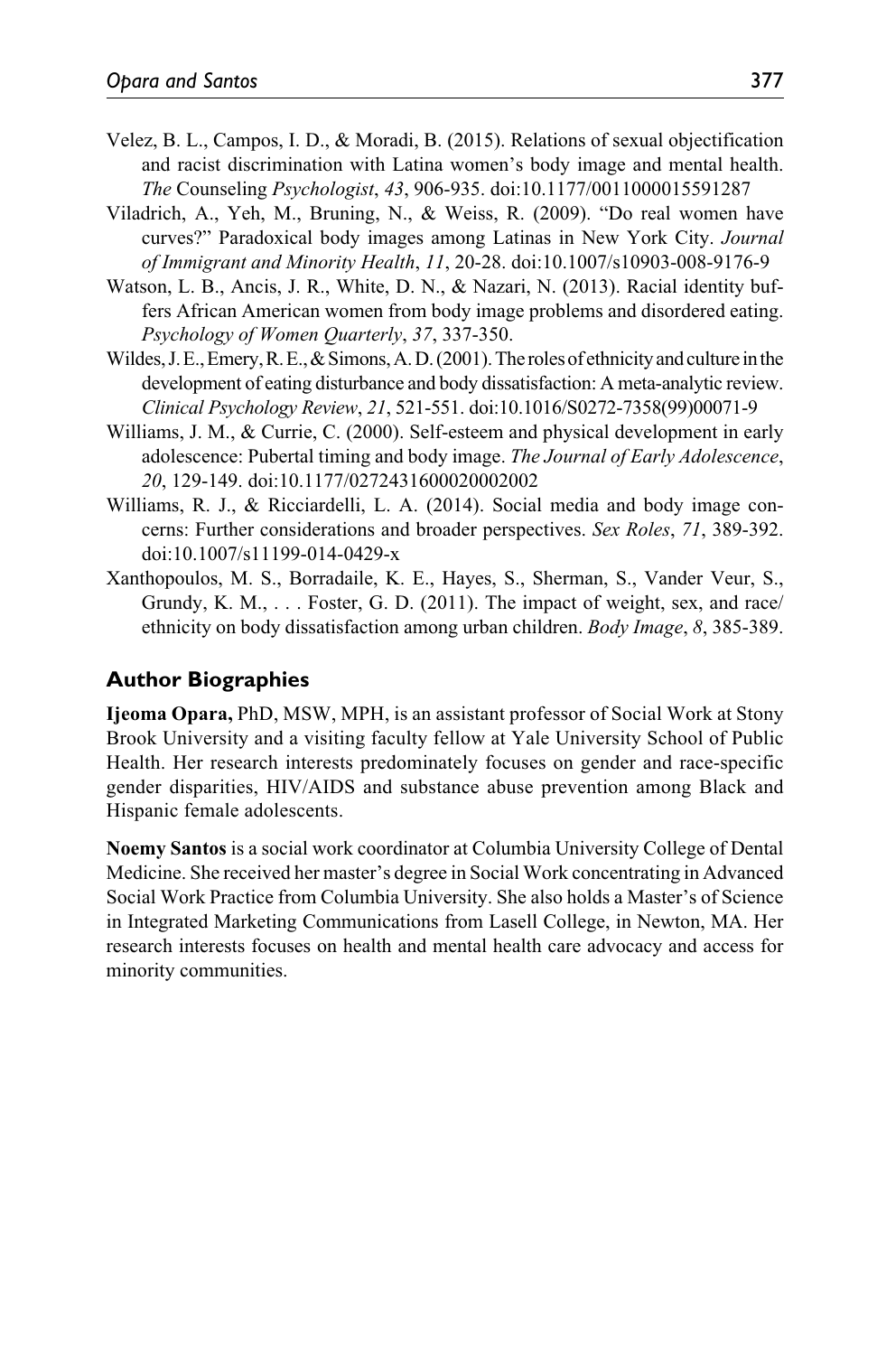Velez, B. L., Campos, I. D., & Moradi, B. (2015). Relations of sexual objectification and racist discrimination with Latina women's body image and mental health. *The* Counseling *Psychologist*, *43*, 906-935. doi:10.1177/0011000015591287

Viladrich, A., Yeh, M., Bruning, N., & Weiss, R. (2009). "Do real women have curves?" Paradoxical body images among Latinas in New York City. *Journal of Immigrant and Minority Health*, *11*, 20-28. doi:10.1007/s10903-008-9176-9

Watson, L. B., Ancis, J. R., White, D. N., & Nazari, N. (2013). Racial identity buffers African American women from body image problems and disordered eating. *Psychology of Women Quarterly*, *37*, 337-350.

Wildes, J. E., Emery, R. E., & Simons, A. D. (2001). The roles of ethnicity and culture in the development of eating disturbance and body dissatisfaction: A meta-analytic review. *Clinical Psychology Review*, *21*, 521-551. doi:10.1016/S0272-7358(99)00071-9

Williams, J. M., & Currie, C. (2000). Self-esteem and physical development in early adolescence: Pubertal timing and body image. *The Journal of Early Adolescence*, *20*, 129-149. doi:10.1177/0272431600020002002

Williams, R. J., & Ricciardelli, L. A. (2014). Social media and body image concerns: Further considerations and broader perspectives. *Sex Roles*, *71*, 389-392. doi:10.1007/s11199-014-0429-x

Xanthopoulos, M. S., Borradaile, K. E., Hayes, S., Sherman, S., Vander Veur, S., Grundy, K. M., . . . Foster, G. D. (2011). The impact of weight, sex, and race/ethnicity on body dissatisfaction among urban children. *Body Image*, *8*, 385-389.

## Author Biographies

**Ijeoma Opara,** PhD, MSW, MPH, is an assistant professor of Social Work at Stony Brook University and a visiting faculty fellow at Yale University School of Public Health. Her research interests predominately focuses on gender and race-specific gender disparities, HIV/AIDS and substance abuse prevention among Black and Hispanic female adolescents.

**Noemy Santos** is a social work coordinator at Columbia University College of Dental Medicine. She received her master's degree in Social Work concentrating in Advanced Social Work Practice from Columbia University. She also holds a Master's of Science in Integrated Marketing Communications from Lasell College, in Newton, MA. Her research interests focuses on health and mental health care advocacy and access for minority communities.